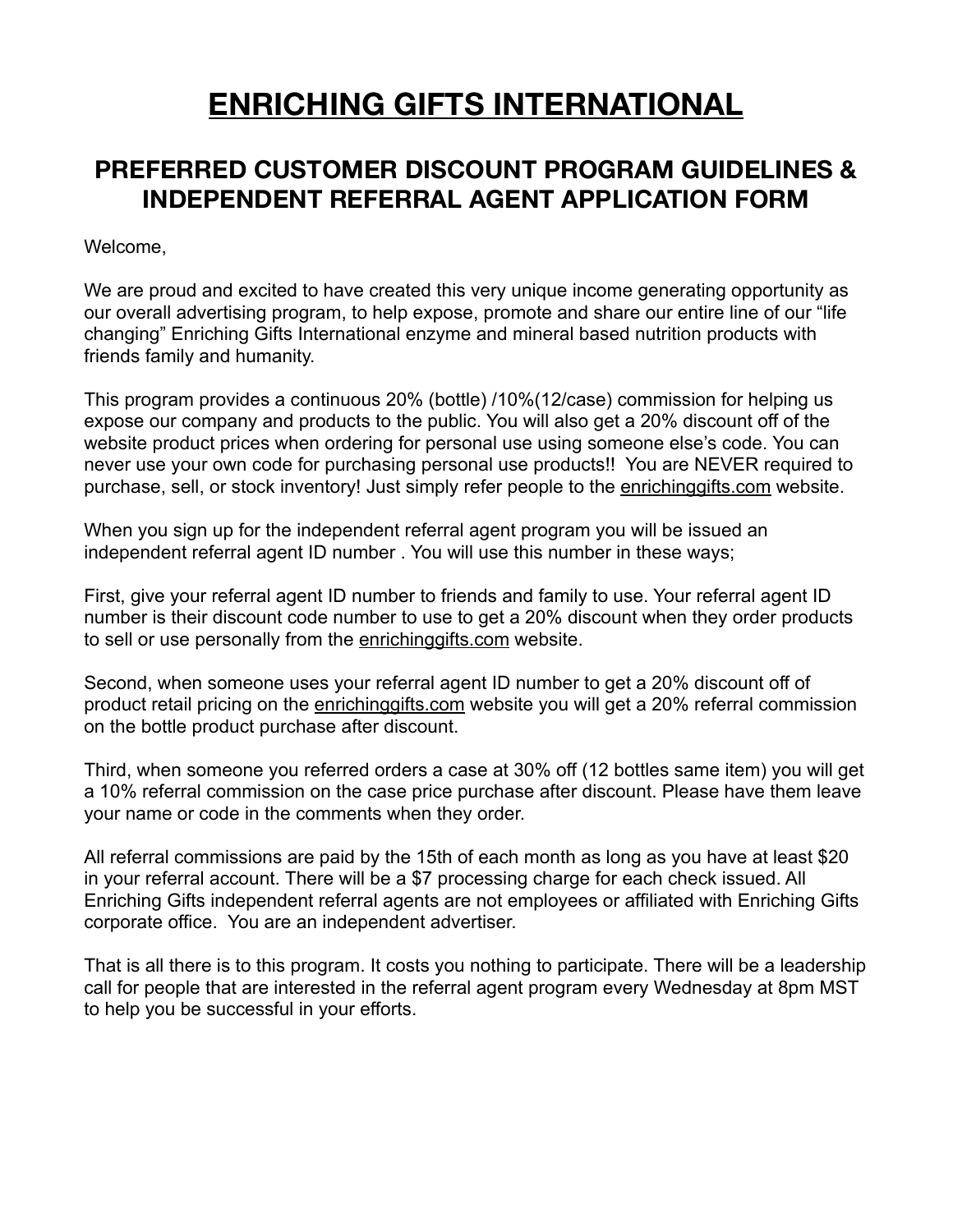# ENRICHING GIFTS INTERNATIONAL

## PREFERRED CUSTOMER DISCOUNT PROGRAM GUIDELINES & INDEPENDENT REFERRAL AGENT APPLICATION FORM

Welcome,

We are proud and excited to have created this very unique income generating opportunity as our overall advertising program, to help expose, promote and share our entire line of our "life changing" Enriching Gifts International enzyme and mineral based nutrition products with friends family and humanity.

This program provides a continuous 20% (bottle) /10%(12/case) commission for helping us expose our company and products to the public. You will also get a 20% discount off of the website product prices when ordering for personal use using someone else's code. You can never use your own code for purchasing personal use products!! You are NEVER required to purchase, sell, or stock inventory! Just simply refer people to the enrichinggifts.com website.

When you sign up for the independent referral agent program you will be issued an independent referral agent ID number . You will use this number in these ways;

First, give your referral agent ID number to friends and family to use. Your referral agent ID number is their discount code number to use to get a 20% discount when they order products to sell or use personally from the enrichinggifts.com website.

Second, when someone uses your referral agent ID number to get a 20% discount off of product retail pricing on the enrichinggifts.com website you will get a 20% referral commission on the bottle product purchase after discount.

Third, when someone you referred orders a case at 30% off (12 bottles same item) you will get a 10% referral commission on the case price purchase after discount. Please have them leave your name or code in the comments when they order.

All referral commissions are paid by the 15th of each month as long as you have at least $20 in your referral account. There will be a $7 processing charge for each check issued. All Enriching Gifts independent referral agents are not employees or affiliated with Enriching Gifts corporate office. You are an independent advertiser.

That is all there is to this program. It costs you nothing to participate. There will be a leadership call for people that are interested in the referral agent program every Wednesday at 8pm MST to help you be successful in your efforts.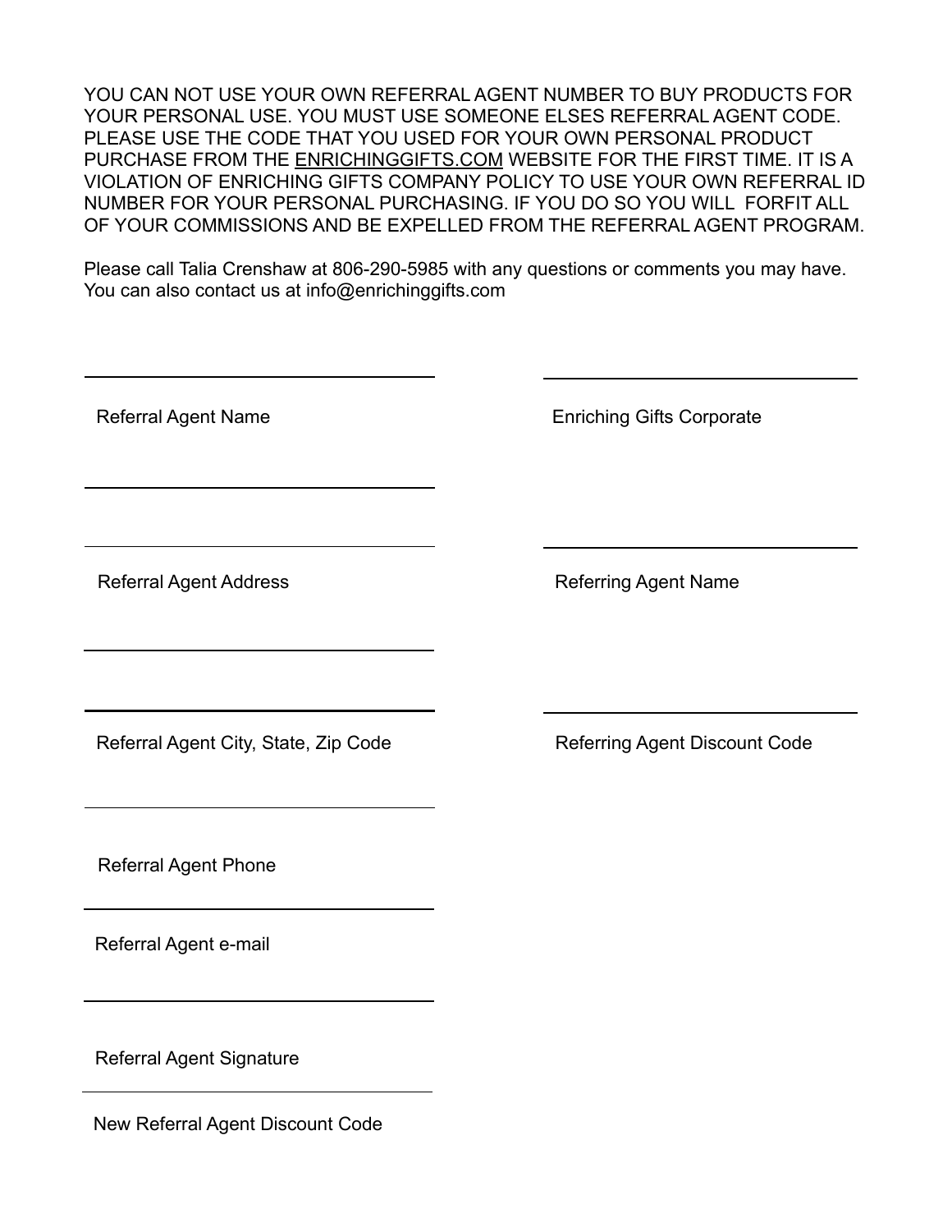YOU CAN NOT USE YOUR OWN REFERRAL AGENT NUMBER TO BUY PRODUCTS FOR YOUR PERSONAL USE. YOU MUST USE SOMEONE ELSES REFERRAL AGENT CODE. PLEASE USE THE CODE THAT YOU USED FOR YOUR OWN PERSONAL PRODUCT PURCHASE FROM THE ENRICHINGGIFTS.COM WEBSITE FOR THE FIRST TIME. IT IS A VIOLATION OF ENRICHING GIFTS COMPANY POLICY TO USE YOUR OWN REFERRAL ID NUMBER FOR YOUR PERSONAL PURCHASING. IF YOU DO SO YOU WILL FORFIT ALL OF YOUR COMMISSIONS AND BE EXPELLED FROM THE REFERRAL AGENT PROGRAM.

Please call Talia Crenshaw at 806-290-5985 with any questions or comments you may have. You can also contact us at info@enrichinggifts.com

\_\_\_\_\_\_\_\_\_\_\_\_\_\_\_\_\_\_\_\_\_\_\_\_\_\_\_\_\_\_

Referral Agent Name

\_\_\_\_\_\_\_\_\_\_\_\_\_\_\_\_\_\_\_\_\_\_\_\_\_\_\_\_\_\_

\_\_\_\_\_\_\_\_\_\_\_\_\_\_\_\_\_\_\_\_\_\_\_\_\_\_\_\_\_\_

Referral Agent Address

\_\_\_\_\_\_\_\_\_\_\_\_\_\_\_\_\_\_\_\_\_\_\_\_\_\_\_\_\_\_

\_\_\_\_\_\_\_\_\_\_\_\_\_\_\_\_\_\_\_\_\_\_\_\_\_\_\_\_\_\_

Referral Agent City, State, Zip Code

\_\_\_\_\_\_\_\_\_\_\_\_\_\_\_\_\_\_\_\_\_\_\_\_\_\_\_\_\_\_

Referral Agent Phone

\_\_\_\_\_\_\_\_\_\_\_\_\_\_\_\_\_\_\_\_\_\_\_\_\_\_\_\_\_\_

Referral Agent e-mail

\_\_\_\_\_\_\_\_\_\_\_\_\_\_\_\_\_\_\_\_\_\_\_\_\_\_\_\_\_\_

Referral Agent Signature

\_\_\_\_\_\_\_\_\_\_\_\_\_\_\_\_\_\_\_\_\_\_\_\_\_\_\_\_\_\_

New Referral Agent Discount Code

\_\_\_\_\_\_\_\_\_\_\_\_\_\_\_\_\_\_\_\_\_\_\_\_\_\_\_\_\_\_

Enriching Gifts Corporate

\_\_\_\_\_\_\_\_\_\_\_\_\_\_\_\_\_\_\_\_\_\_\_\_\_\_\_\_\_\_

Referring Agent Name

\_\_\_\_\_\_\_\_\_\_\_\_\_\_\_\_\_\_\_\_\_\_\_\_\_\_\_\_\_\_

Referring Agent Discount Code